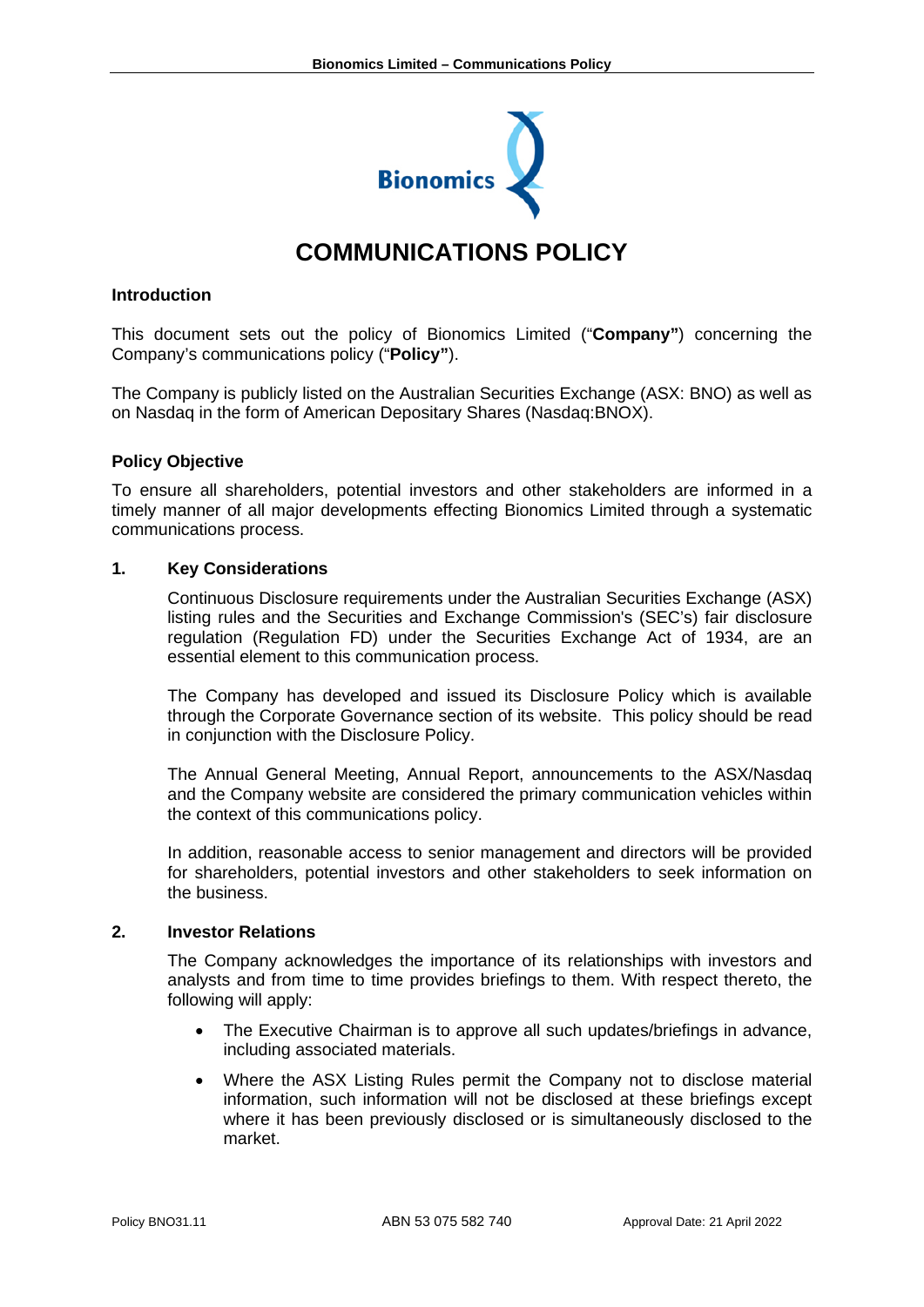# COMMUNICATIONS POLICY

## Introduction

This document sets out the policy of Bionomics Limited ("**Company"**) concerning the Company's communications policy ("**Policy"**).

The Company is publicly listed on the Australian Securities Exchange (ASX: BNO) as well as on Nasdaq in the form of American Depositary Shares (Nasdaq:BNOX).

## Policy Objective

To ensure all shareholders, potential investors and other stakeholders are informed in a timely manner of all major developments effecting Bionomics Limited through a systematic communications process.

## 1. Key Considerations

Continuous Disclosure requirements under the Australian Securities Exchange (ASX) listing rules and the Securities and Exchange Commission's (SEC's) fair disclosure regulation (Regulation FD) under the Securities Exchange Act of 1934, are an essential element to this communication process.

The Company has developed and issued its Disclosure Policy which is available through the Corporate Governance section of its website. This policy should be read in conjunction with the Disclosure Policy.

The Annual General Meeting, Annual Report, announcements to the ASX/Nasdaq and the Company website are considered the primary communication vehicles within the context of this communications policy.

In addition, reasonable access to senior management and directors will be provided for shareholders, potential investors and other stakeholders to seek information on the business.

## 2. Investor Relations

The Company acknowledges the importance of its relationships with investors and analysts and from time to time provides briefings to them. With respect thereto, the following will apply:

- The Executive Chairman is to approve all such updates/briefings in advance, including associated materials.
- Where the ASX Listing Rules permit the Company not to disclose material information, such information will not be disclosed at these briefings except where it has been previously disclosed or is simultaneously disclosed to the market.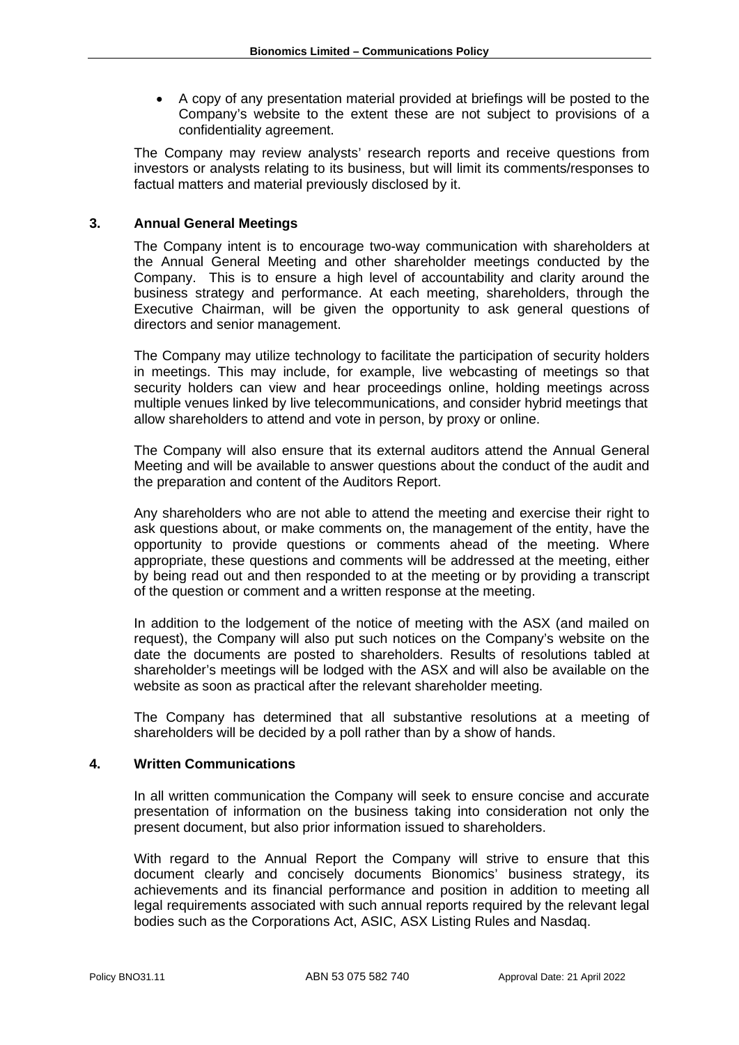- A copy of any presentation material provided at briefings will be posted to the Company's website to the extent these are not subject to provisions of a confidentiality agreement.

The Company may review analysts' research reports and receive questions from investors or analysts relating to its business, but will limit its comments/responses to factual matters and material previously disclosed by it.

## 3. Annual General Meetings

The Company intent is to encourage two-way communication with shareholders at the Annual General Meeting and other shareholder meetings conducted by the Company. This is to ensure a high level of accountability and clarity around the business strategy and performance. At each meeting, shareholders, through the Executive Chairman, will be given the opportunity to ask general questions of directors and senior management.

The Company may utilize technology to facilitate the participation of security holders in meetings. This may include, for example, live webcasting of meetings so that security holders can view and hear proceedings online, holding meetings across multiple venues linked by live telecommunications, and consider hybrid meetings that allow shareholders to attend and vote in person, by proxy or online.

The Company will also ensure that its external auditors attend the Annual General Meeting and will be available to answer questions about the conduct of the audit and the preparation and content of the Auditors Report.

Any shareholders who are not able to attend the meeting and exercise their right to ask questions about, or make comments on, the management of the entity, have the opportunity to provide questions or comments ahead of the meeting. Where appropriate, these questions and comments will be addressed at the meeting, either by being read out and then responded to at the meeting or by providing a transcript of the question or comment and a written response at the meeting.

In addition to the lodgement of the notice of meeting with the ASX (and mailed on request), the Company will also put such notices on the Company's website on the date the documents are posted to shareholders. Results of resolutions tabled at shareholder's meetings will be lodged with the ASX and will also be available on the website as soon as practical after the relevant shareholder meeting.

The Company has determined that all substantive resolutions at a meeting of shareholders will be decided by a poll rather than by a show of hands.

## 4. Written Communications

In all written communication the Company will seek to ensure concise and accurate presentation of information on the business taking into consideration not only the present document, but also prior information issued to shareholders.

With regard to the Annual Report the Company will strive to ensure that this document clearly and concisely documents Bionomics' business strategy, its achievements and its financial performance and position in addition to meeting all legal requirements associated with such annual reports required by the relevant legal bodies such as the Corporations Act, ASIC, ASX Listing Rules and Nasdaq.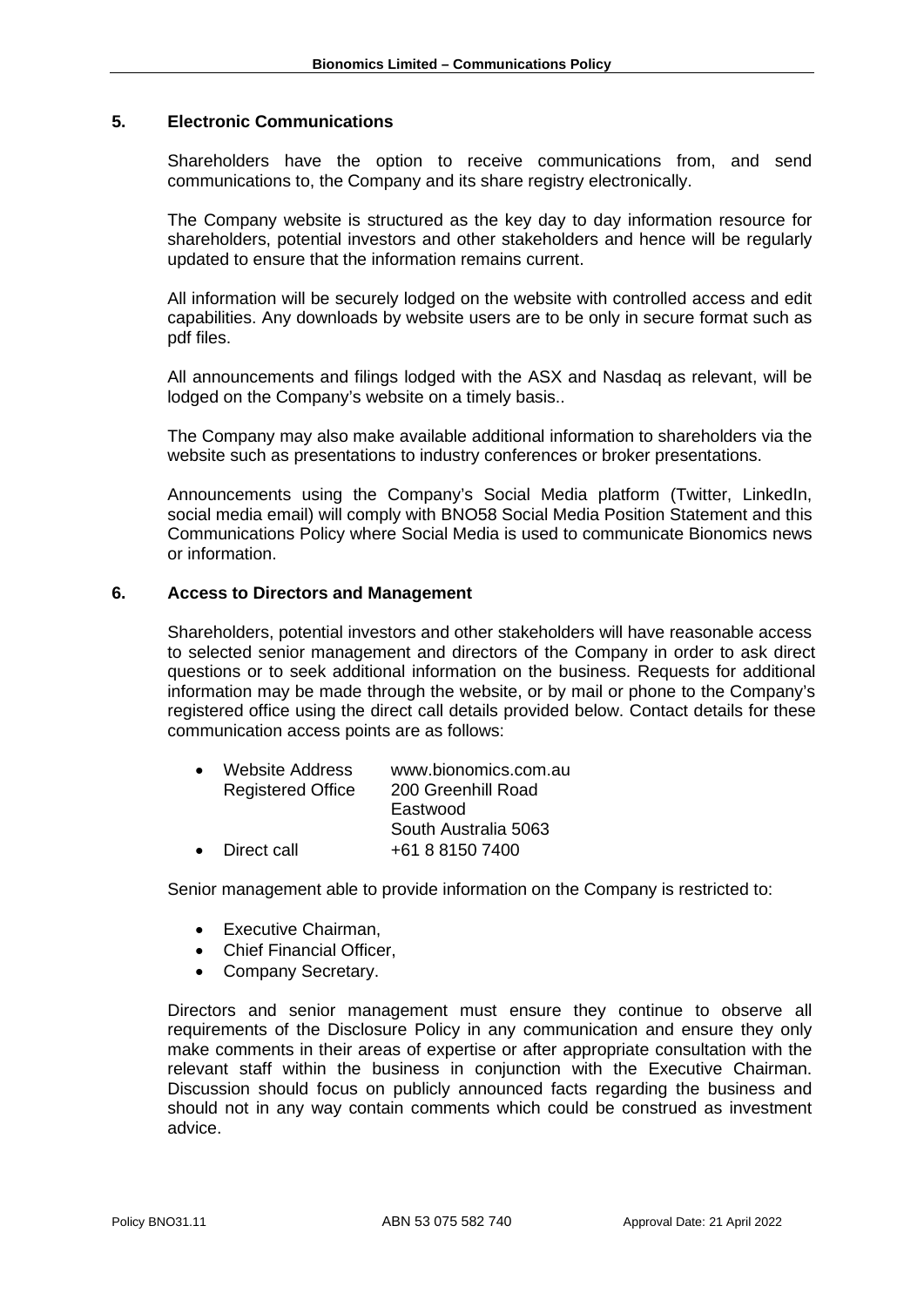## 5. Electronic Communications

Shareholders have the option to receive communications from, and send communications to, the Company and its share registry electronically.

The Company website is structured as the key day to day information resource for shareholders, potential investors and other stakeholders and hence will be regularly updated to ensure that the information remains current.

All information will be securely lodged on the website with controlled access and edit capabilities. Any downloads by website users are to be only in secure format such as pdf files.

All announcements and filings lodged with the ASX and Nasdaq as relevant, will be lodged on the Company's website on a timely basis..

The Company may also make available additional information to shareholders via the website such as presentations to industry conferences or broker presentations.

Announcements using the Company's Social Media platform (Twitter, LinkedIn, social media email) will comply with BNO58 Social Media Position Statement and this Communications Policy where Social Media is used to communicate Bionomics news or information.

## 6. Access to Directors and Management

Shareholders, potential investors and other stakeholders will have reasonable access to selected senior management and directors of the Company in order to ask direct questions or to seek additional information on the business. Requests for additional information may be made through the website, or by mail or phone to the Company's registered office using the direct call details provided below. Contact details for these communication access points are as follows:

- Website Address www.bionomics.com.au
  Registered Office 200 Greenhill Road
  Eastwood
  South Australia 5063
- Direct call +61 8 8150 7400

Senior management able to provide information on the Company is restricted to:

- Executive Chairman,
- Chief Financial Officer,
- Company Secretary.

Directors and senior management must ensure they continue to observe all requirements of the Disclosure Policy in any communication and ensure they only make comments in their areas of expertise or after appropriate consultation with the relevant staff within the business in conjunction with the Executive Chairman. Discussion should focus on publicly announced facts regarding the business and should not in any way contain comments which could be construed as investment advice.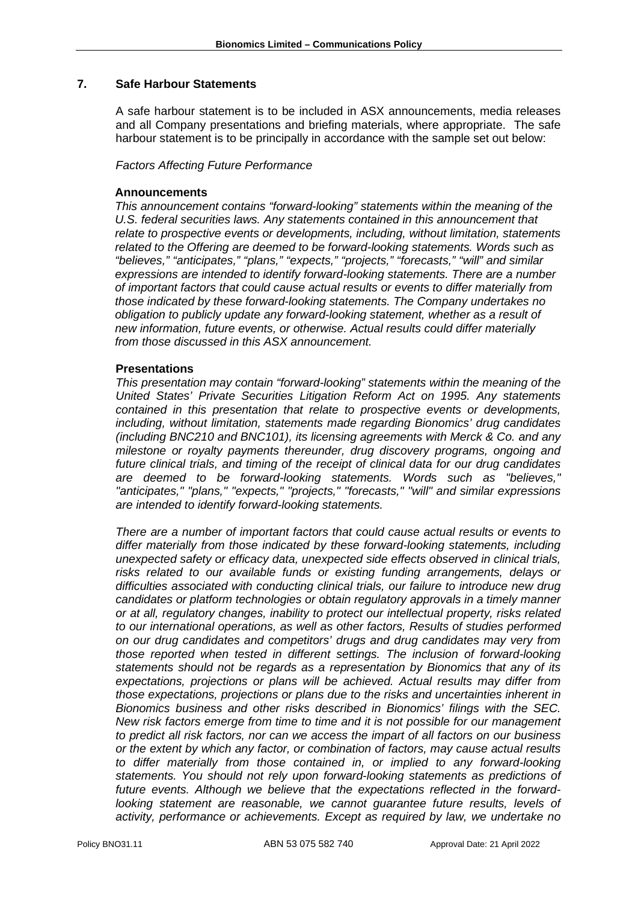## 7. Safe Harbour Statements

A safe harbour statement is to be included in ASX announcements, media releases and all Company presentations and briefing materials, where appropriate. The safe harbour statement is to be principally in accordance with the sample set out below:

*Factors Affecting Future Performance*

**Announcements**

*This announcement contains "forward-looking" statements within the meaning of the U.S. federal securities laws. Any statements contained in this announcement that relate to prospective events or developments, including, without limitation, statements related to the Offering are deemed to be forward-looking statements. Words such as "believes," "anticipates," "plans," "expects," "projects," "forecasts," "will" and similar expressions are intended to identify forward-looking statements. There are a number of important factors that could cause actual results or events to differ materially from those indicated by these forward-looking statements. The Company undertakes no obligation to publicly update any forward-looking statement, whether as a result of new information, future events, or otherwise. Actual results could differ materially from those discussed in this ASX announcement.*

**Presentations**

*This presentation may contain "forward-looking" statements within the meaning of the United States' Private Securities Litigation Reform Act on 1995. Any statements contained in this presentation that relate to prospective events or developments, including, without limitation, statements made regarding Bionomics' drug candidates (including BNC210 and BNC101), its licensing agreements with Merck & Co. and any milestone or royalty payments thereunder, drug discovery programs, ongoing and future clinical trials, and timing of the receipt of clinical data for our drug candidates are deemed to be forward-looking statements. Words such as "believes," "anticipates," "plans," "expects," "projects," "forecasts," "will" and similar expressions are intended to identify forward-looking statements.*

*There are a number of important factors that could cause actual results or events to differ materially from those indicated by these forward-looking statements, including unexpected safety or efficacy data, unexpected side effects observed in clinical trials, risks related to our available funds or existing funding arrangements, delays or difficulties associated with conducting clinical trials, our failure to introduce new drug candidates or platform technologies or obtain regulatory approvals in a timely manner or at all, regulatory changes, inability to protect our intellectual property, risks related to our international operations, as well as other factors, Results of studies performed on our drug candidates and competitors' drugs and drug candidates may very from those reported when tested in different settings. The inclusion of forward-looking statements should not be regards as a representation by Bionomics that any of its expectations, projections or plans will be achieved. Actual results may differ from those expectations, projections or plans due to the risks and uncertainties inherent in Bionomics business and other risks described in Bionomics' filings with the SEC. New risk factors emerge from time to time and it is not possible for our management to predict all risk factors, nor can we access the impart of all factors on our business or the extent by which any factor, or combination of factors, may cause actual results to differ materially from those contained in, or implied to any forward-looking statements. You should not rely upon forward-looking statements as predictions of future events. Although we believe that the expectations reflected in the forward-looking statement are reasonable, we cannot guarantee future results, levels of activity, performance or achievements. Except as required by law, we undertake no*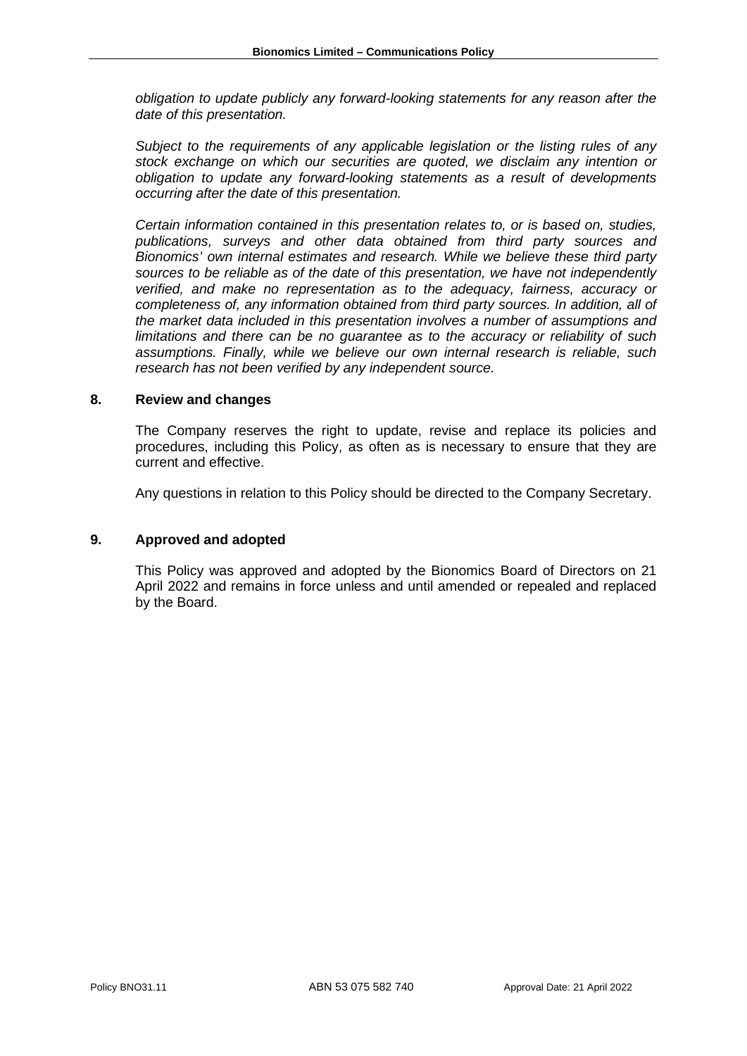*obligation to update publicly any forward-looking statements for any reason after the date of this presentation.*

*Subject to the requirements of any applicable legislation or the listing rules of any stock exchange on which our securities are quoted, we disclaim any intention or obligation to update any forward-looking statements as a result of developments occurring after the date of this presentation.*

*Certain information contained in this presentation relates to, or is based on, studies, publications, surveys and other data obtained from third party sources and Bionomics' own internal estimates and research. While we believe these third party sources to be reliable as of the date of this presentation, we have not independently verified, and make no representation as to the adequacy, fairness, accuracy or completeness of, any information obtained from third party sources. In addition, all of the market data included in this presentation involves a number of assumptions and limitations and there can be no guarantee as to the accuracy or reliability of such assumptions. Finally, while we believe our own internal research is reliable, such research has not been verified by any independent source.*

## 8. Review and changes

The Company reserves the right to update, revise and replace its policies and procedures, including this Policy, as often as is necessary to ensure that they are current and effective.

Any questions in relation to this Policy should be directed to the Company Secretary.

## 9. Approved and adopted

This Policy was approved and adopted by the Bionomics Board of Directors on 21 April 2022 and remains in force unless and until amended or repealed and replaced by the Board.